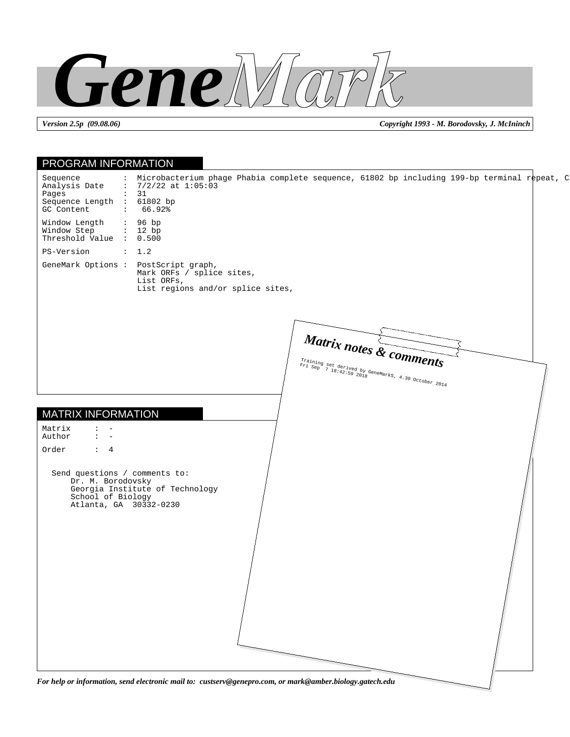# GeneMark

*Version 2.5p (09.08.06)* | *Copyright 1993 - M. Borodovsky, J. McIninch*

## PROGRAM INFORMATION

```
Sequence         :  Microbacterium phage Phabia complete sequence, 61802 bp including 199-bp terminal repeat, C
Analysis Date    :  7/2/22 at 1:05:03
Pages            :  31
Sequence Length  :  61802 bp
GC Content       :   66.92%

Window Length    :  96 bp
Window Step      :  12 bp
Threshold Value  :  0.500

PS-Version       :  1.2

GeneMark Options :  PostScript graph,
                    Mark ORFs / splice sites,
                    List ORFs,
                    List regions and/or splice sites,
```

## MATRIX INFORMATION

```
Matrix     :  -
Author     :  -

Order      :  4
```

Send questions / comments to:
Dr. M. Borodovsky
Georgia Institute of Technology
School of Biology
Atlanta, GA  30332-0230

### Matrix notes & comments

Training set derived by GeneMarkS, 4.30 October 2014
Fri Sep  7 18:42:59 2018

*For help or information, send electronic mail to: custserv@genepro.com, or mark@amber.biology.gatech.edu*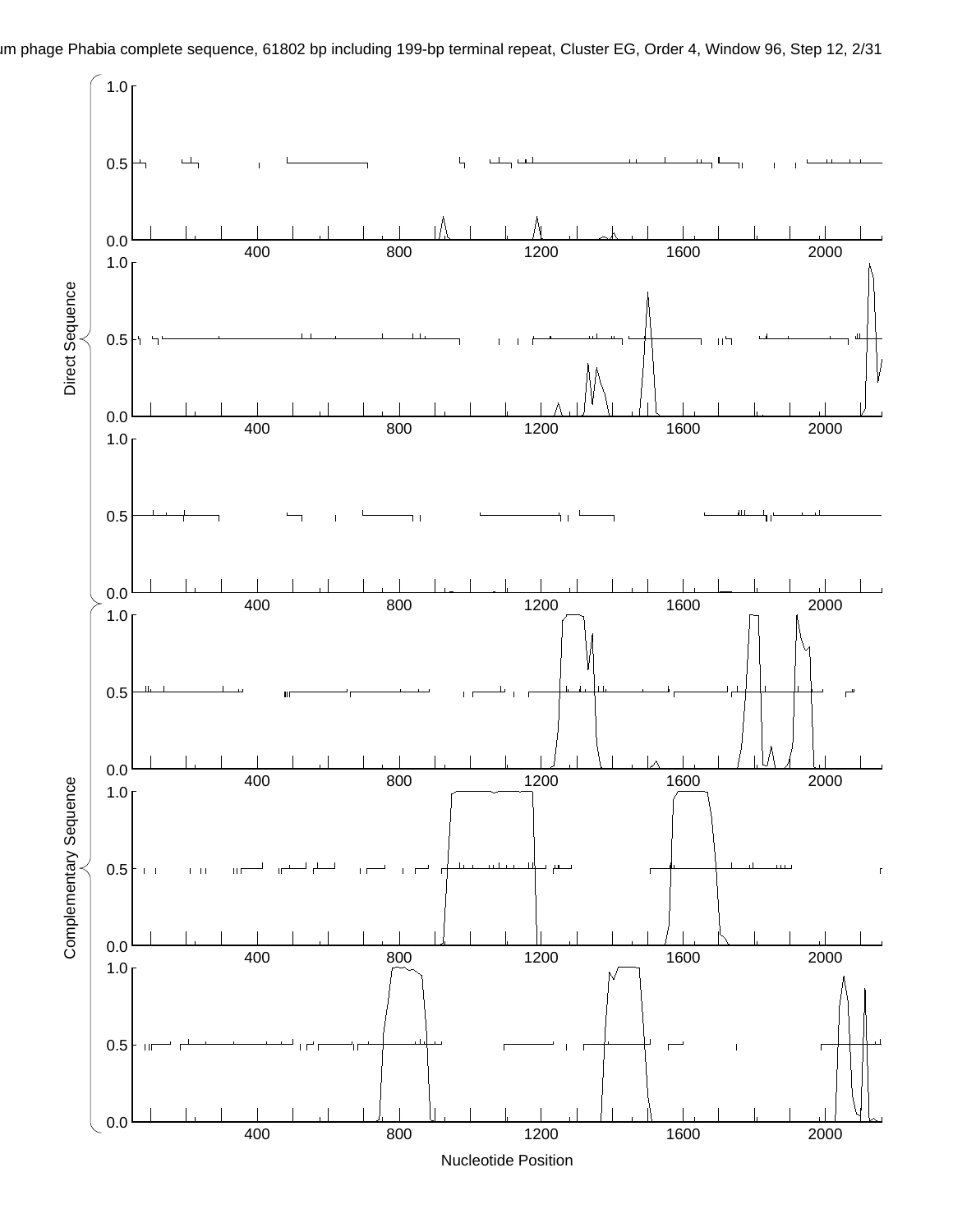um phage Phabia complete sequence, 61802 bp including 199-bp terminal repeat, Cluster EG, Order 4, Window 96, Step 12, 2/31

Direct Sequence

Complementary Sequence

Nucleotide Position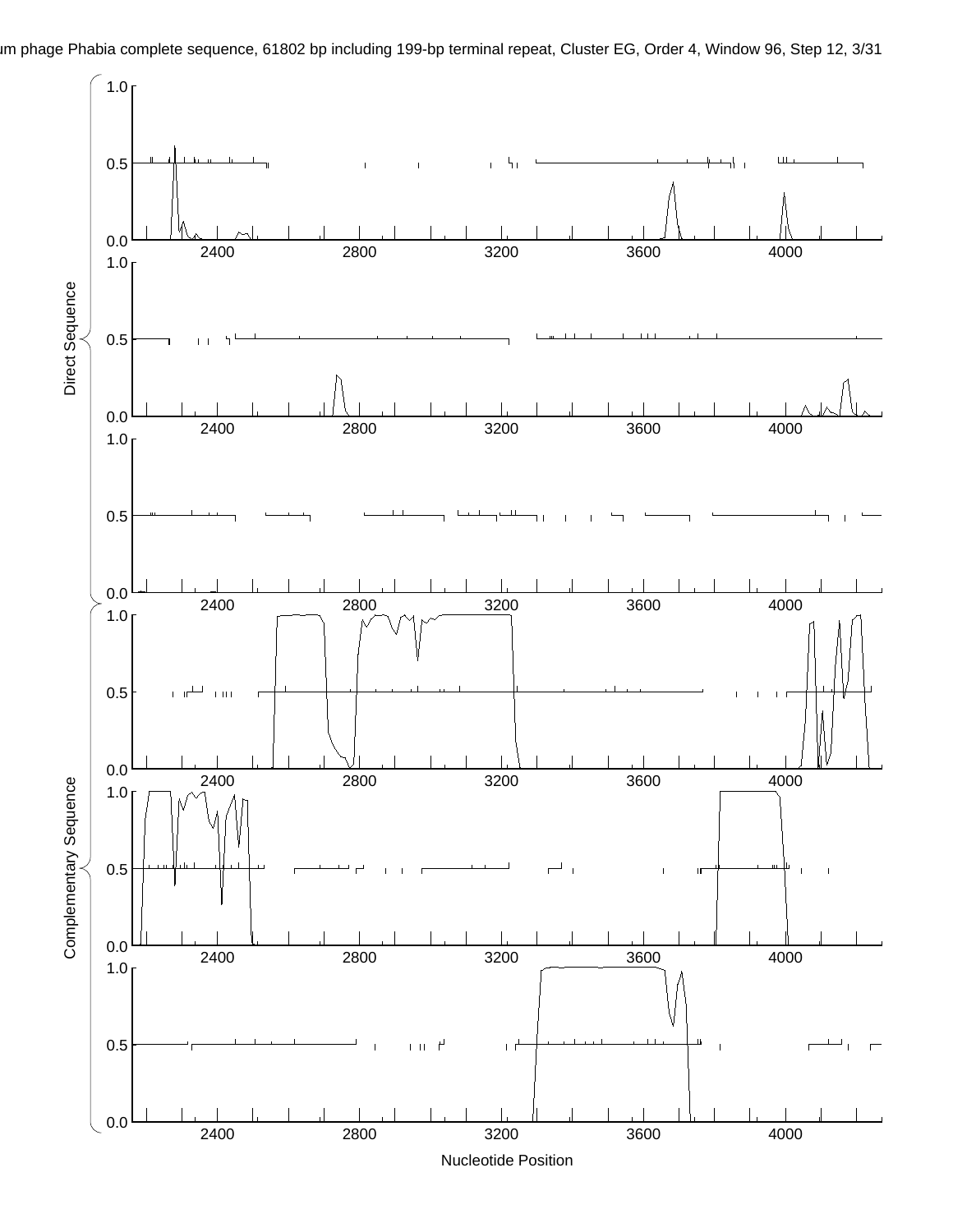um phage Phabia complete sequence, 61802 bp including 199-bp terminal repeat, Cluster EG, Order 4, Window 96, Step 12, 3/31

Direct Sequence

Complementary Sequence

1.0
0.5
0.0
2400 2800 3200 3600 4000

Nucleotide Position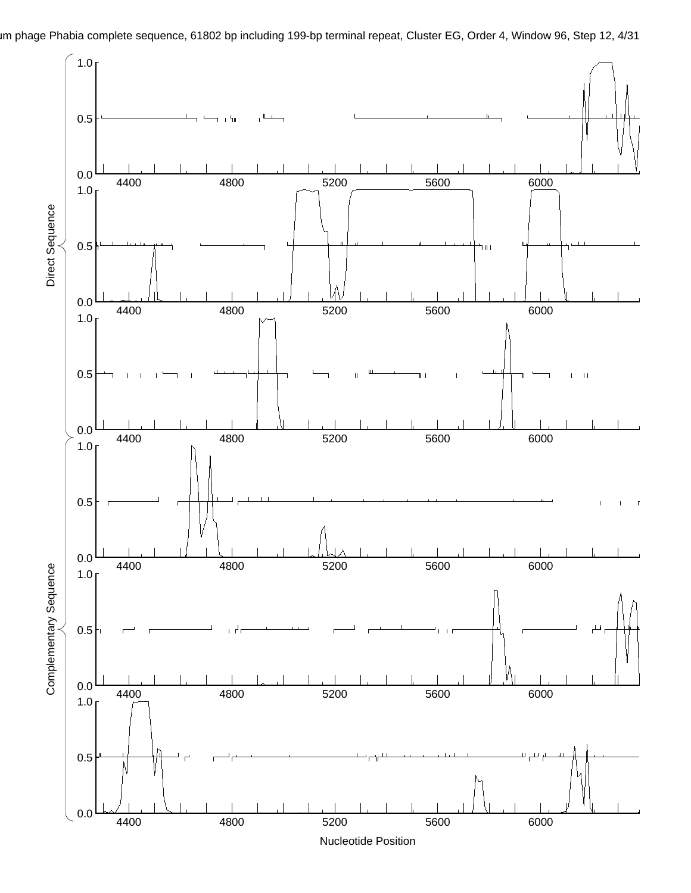um phage Phabia complete sequence, 61802 bp including 199-bp terminal repeat, Cluster EG, Order 4, Window 96, Step 12, 4/31

Direct Sequence

Complementary Sequence

Nucleotide Position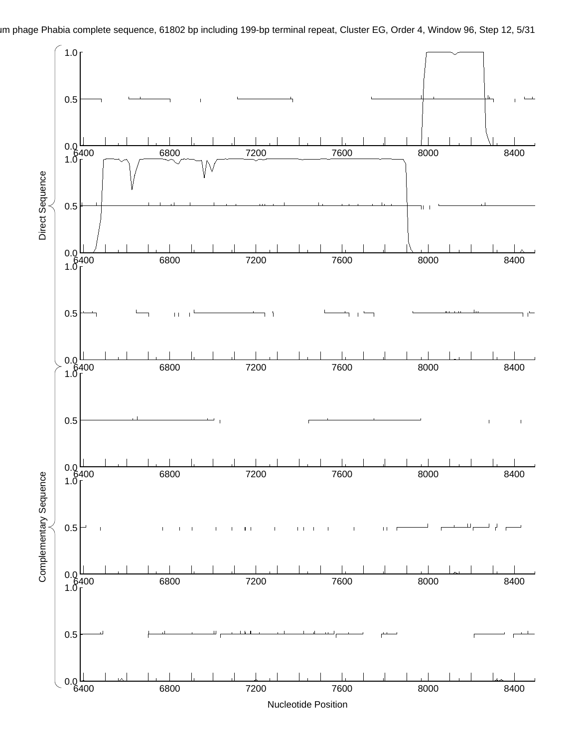um phage Phabia complete sequence, 61802 bp including 199-bp terminal repeat, Cluster EG, Order 4, Window 96, Step 12, 5/31

Direct Sequence

Complementary Sequence

Nucleotide Position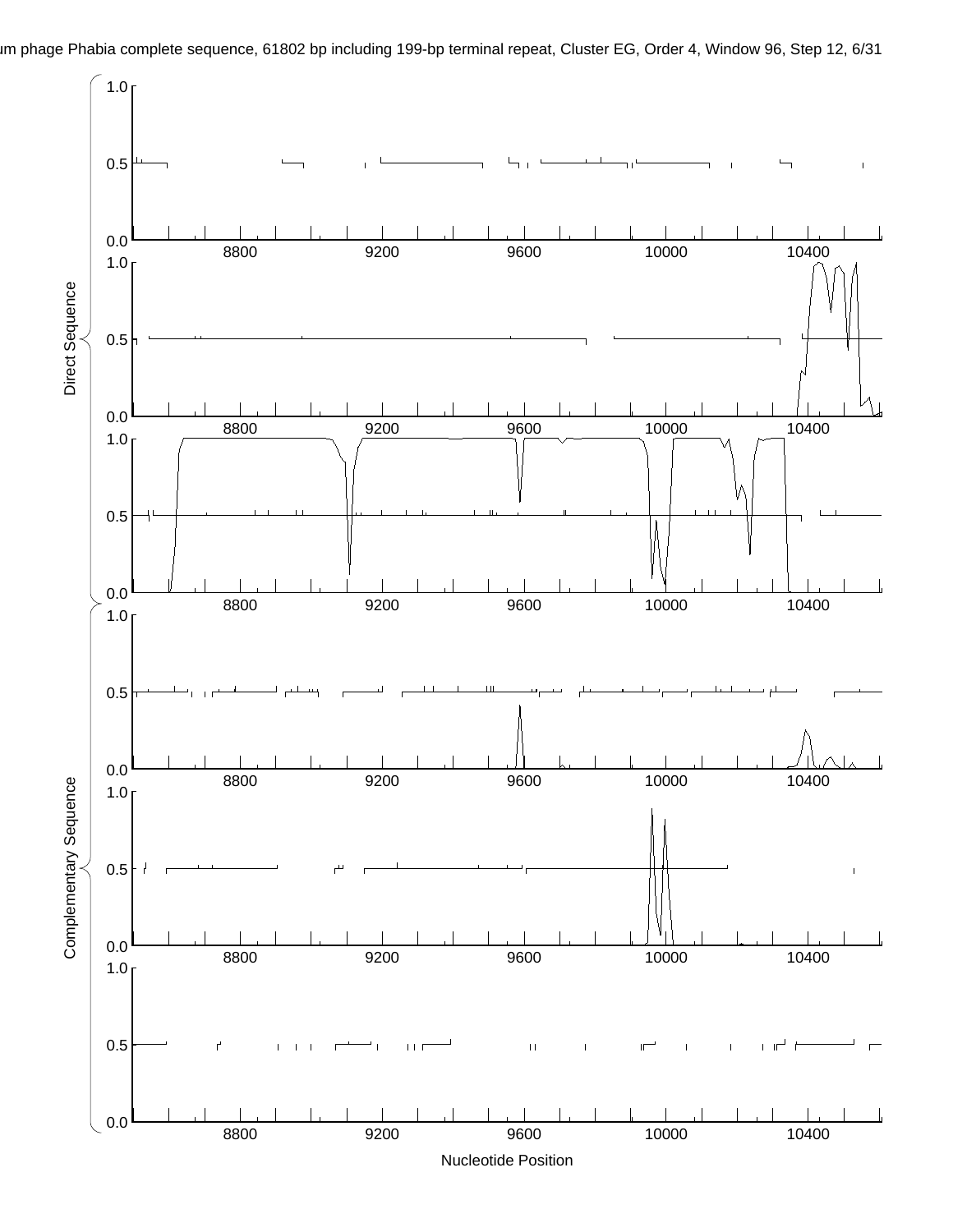um phage Phabia complete sequence, 61802 bp including 199-bp terminal repeat, Cluster EG, Order 4, Window 96, Step 12, 6/31

Direct Sequence

Complementary Sequence

Nucleotide Position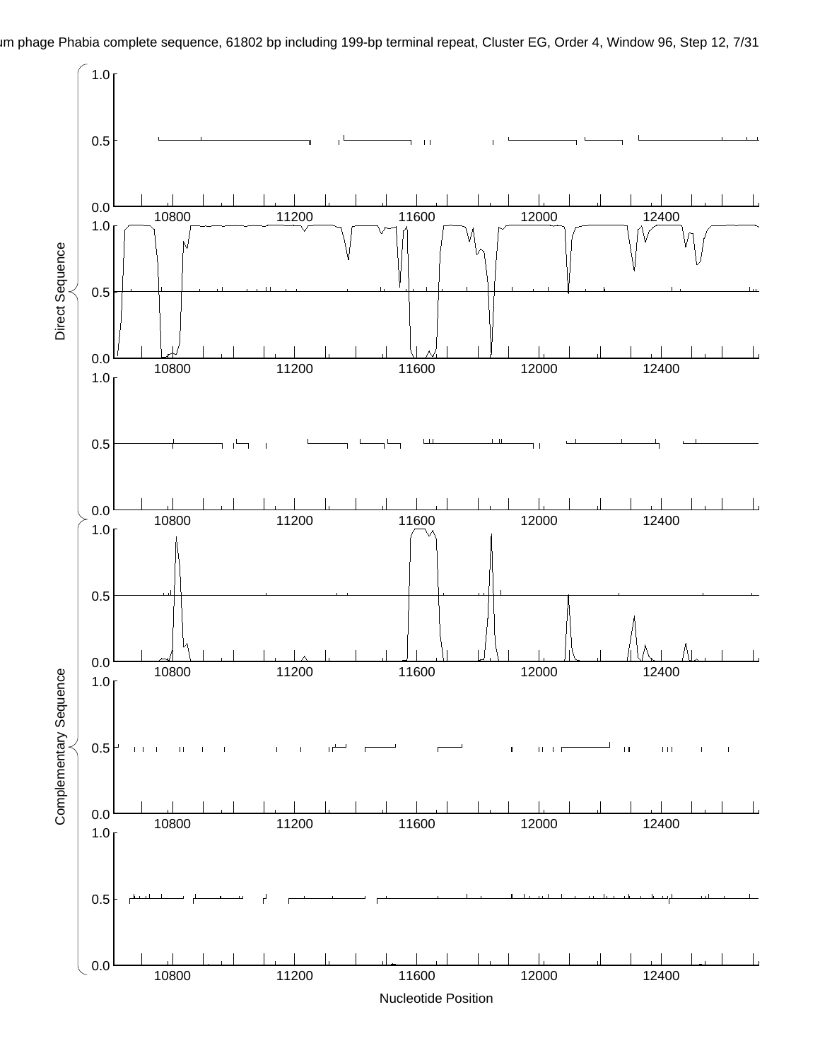um phage Phabia complete sequence, 61802 bp including 199-bp terminal repeat, Cluster EG, Order 4, Window 96, Step 12, 7/31

Direct Sequence

Complementary Sequence

Nucleotide Position

10800 11200 11600 12000 12400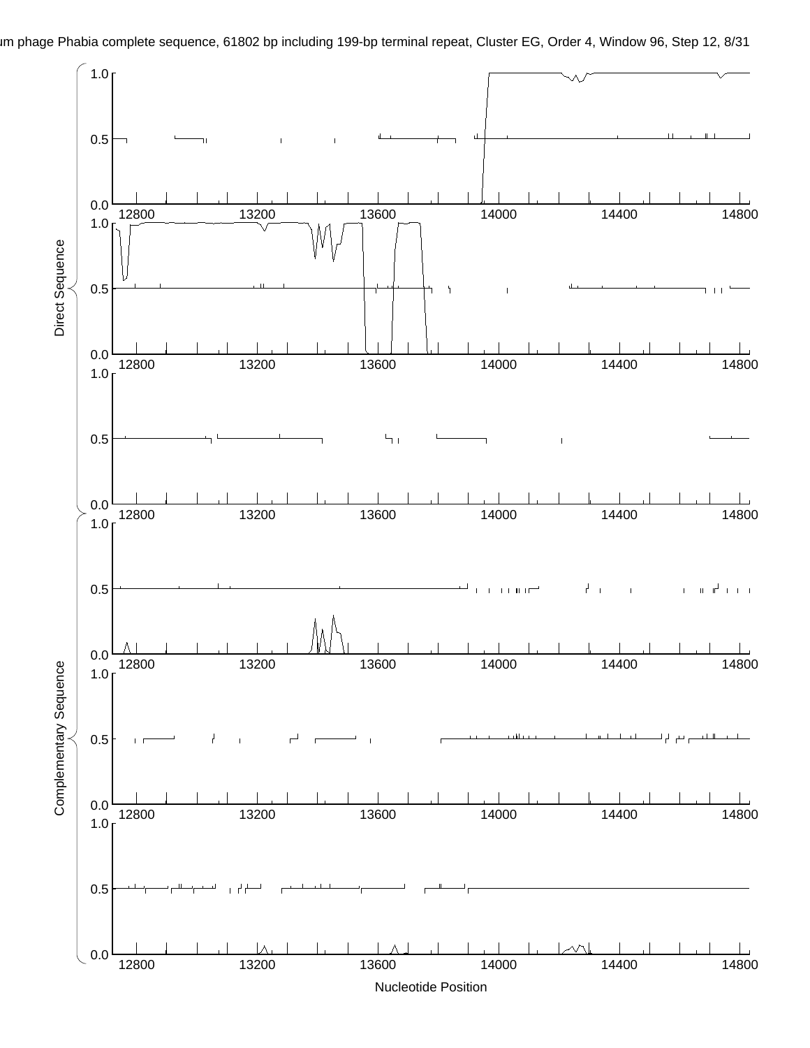um phage Phabia complete sequence, 61802 bp including 199-bp terminal repeat, Cluster EG, Order 4, Window 96, Step 12, 8/31

Direct Sequence

Complementary Sequence

Nucleotide Position

12800 13200 13600 14000 14400 14800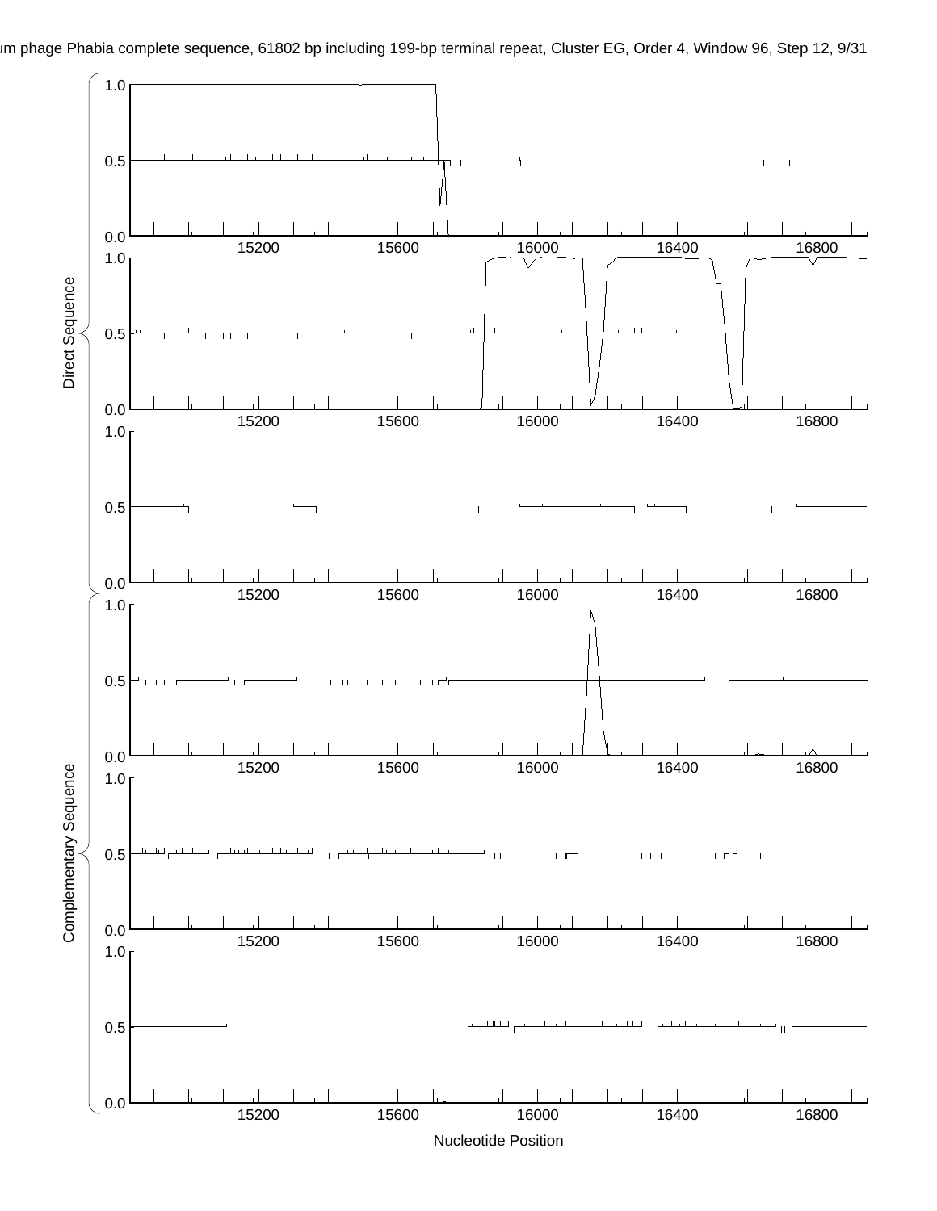um phage Phabia complete sequence, 61802 bp including 199-bp terminal repeat, Cluster EG, Order 4, Window 96, Step 12, 9/31

Direct Sequence

Complementary Sequence

Nucleotide Position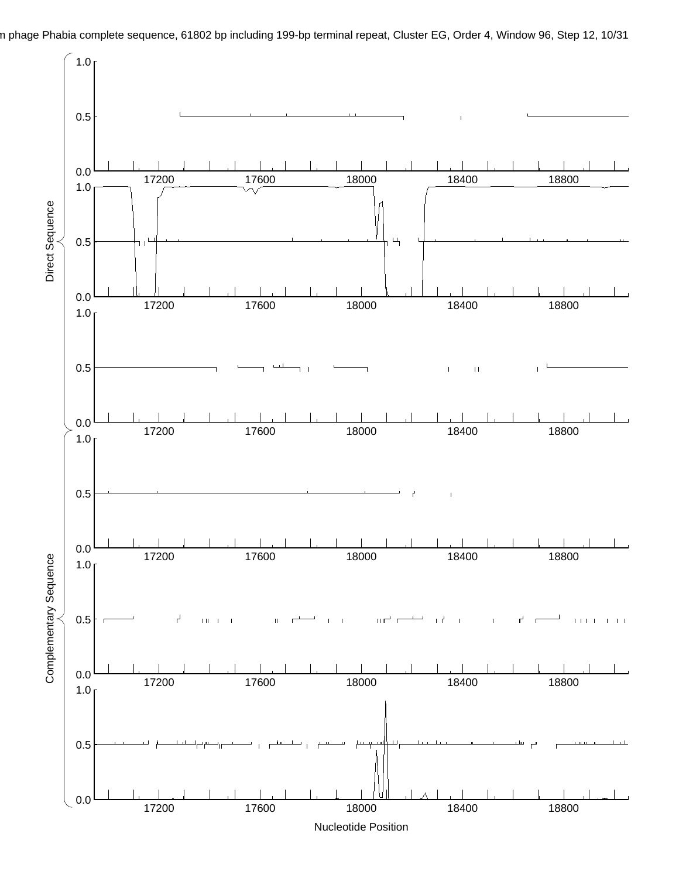m phage Phabia complete sequence, 61802 bp including 199-bp terminal repeat, Cluster EG, Order 4, Window 96, Step 12, 10/31

Direct Sequence

Complementary Sequence

Nucleotide Position

17200 17600 18000 18400 18800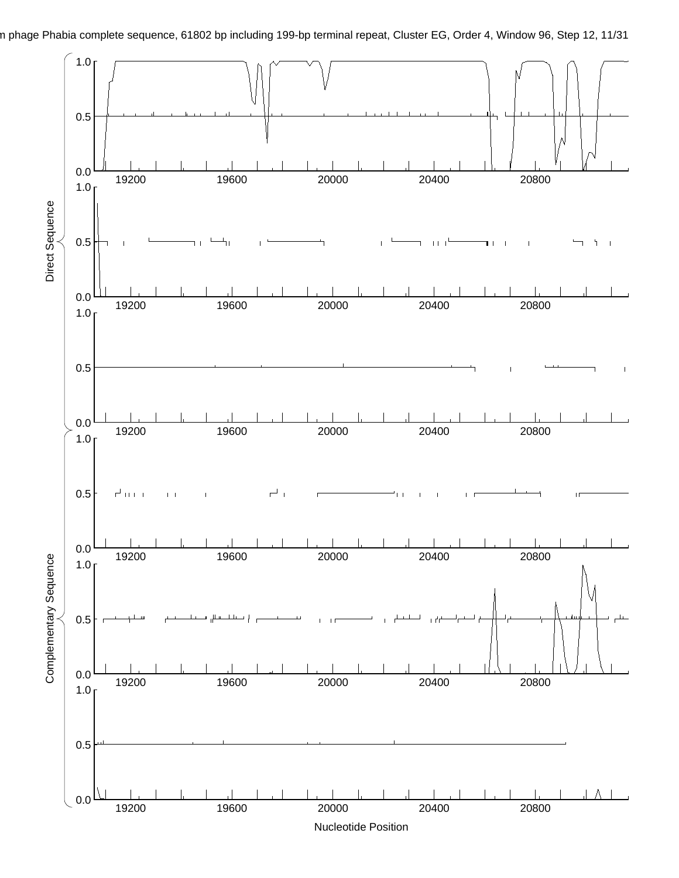m phage Phabia complete sequence, 61802 bp including 199-bp terminal repeat, Cluster EG, Order 4, Window 96, Step 12, 11/31

Direct Sequence

Complementary Sequence

Nucleotide Position

19200 19600 20000 20400 20800

0.0 0.5 1.0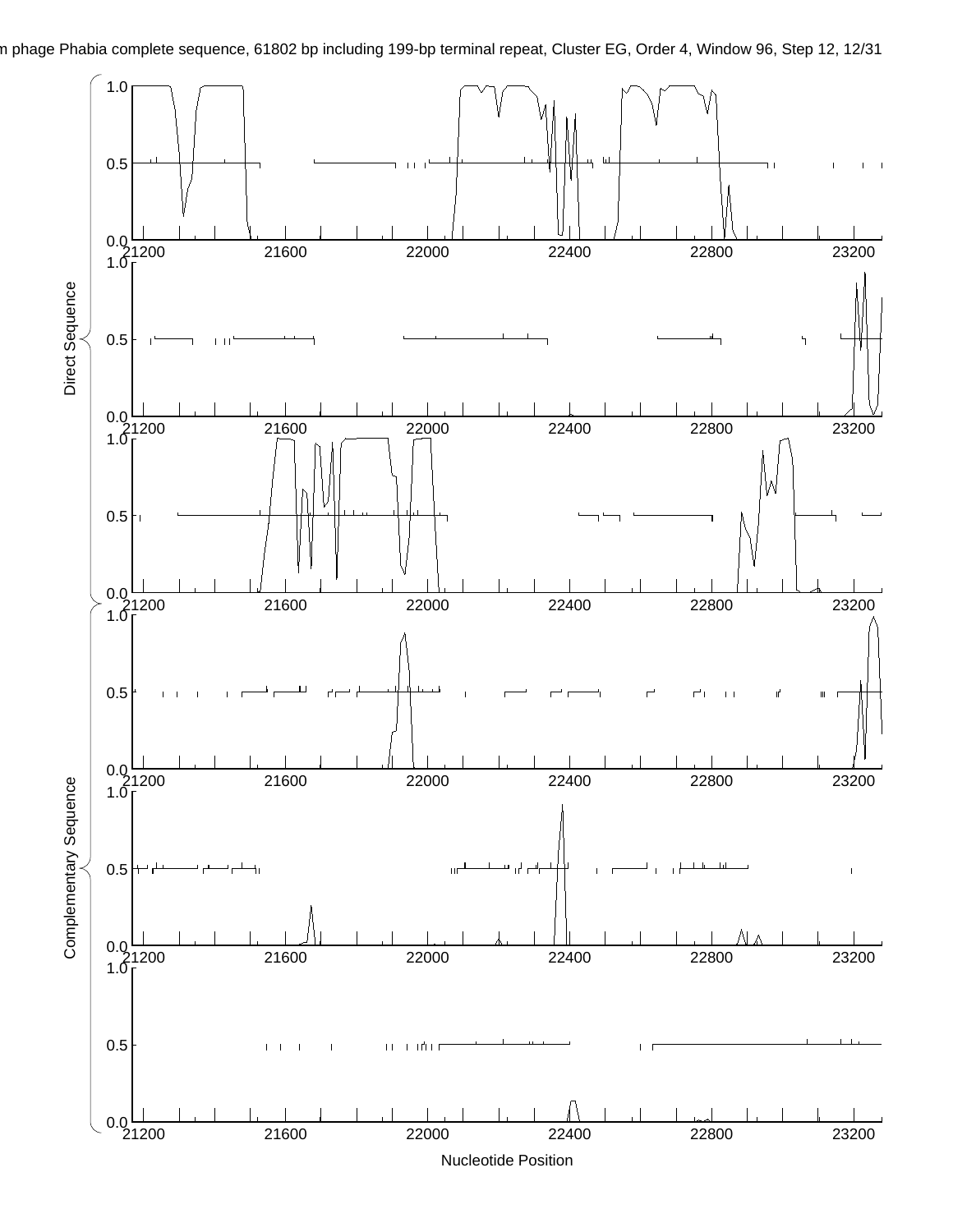m phage Phabia complete sequence, 61802 bp including 199-bp terminal repeat, Cluster EG, Order 4, Window 96, Step 12, 12/31

Direct Sequence

Complementary Sequence

Nucleotide Position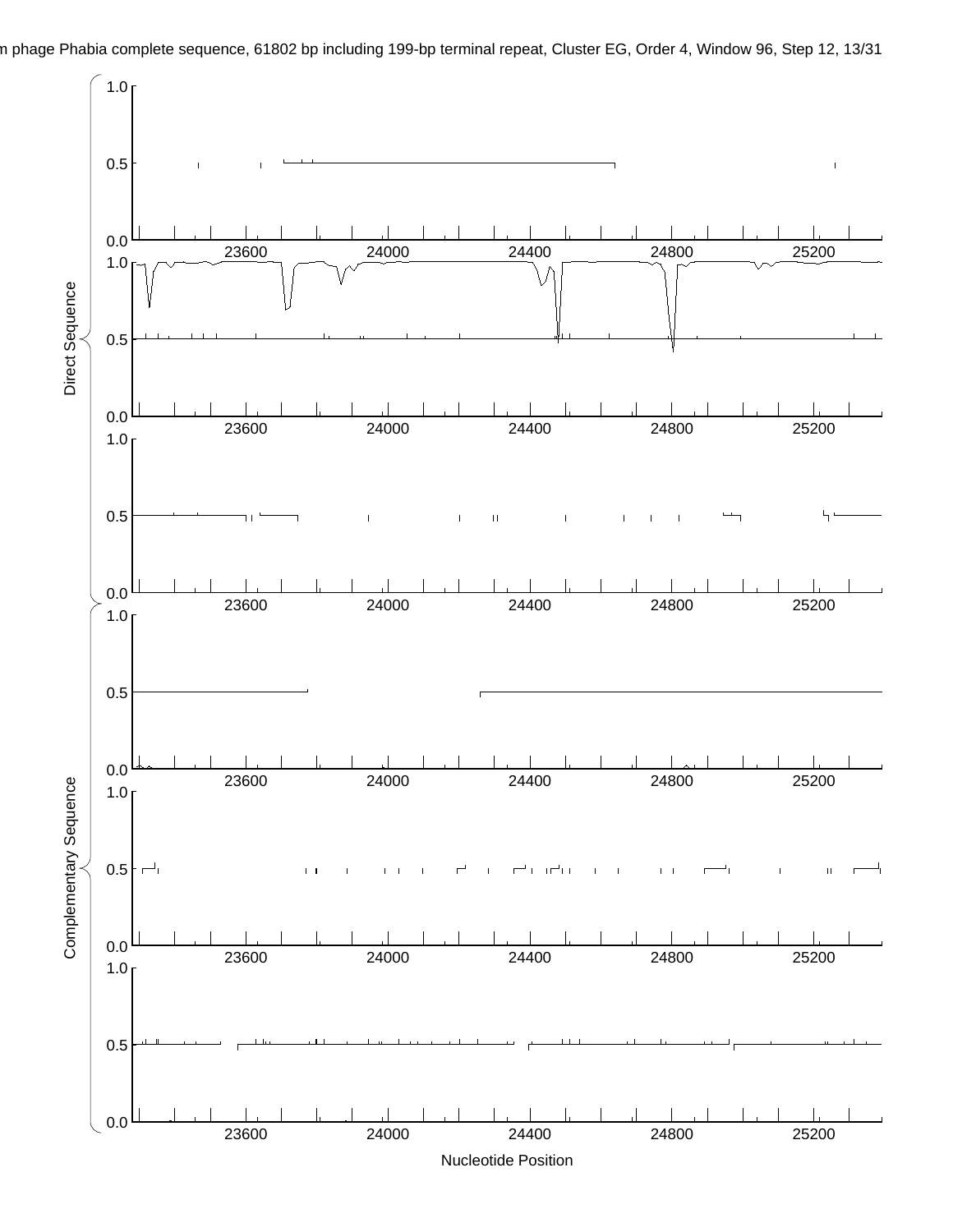m phage Phabia complete sequence, 61802 bp including 199-bp terminal repeat, Cluster EG, Order 4, Window 96, Step 12, 13/31

Direct Sequence

Complementary Sequence

1.0
0.5
0.0
23600 24000 24400 24800 25200

Nucleotide Position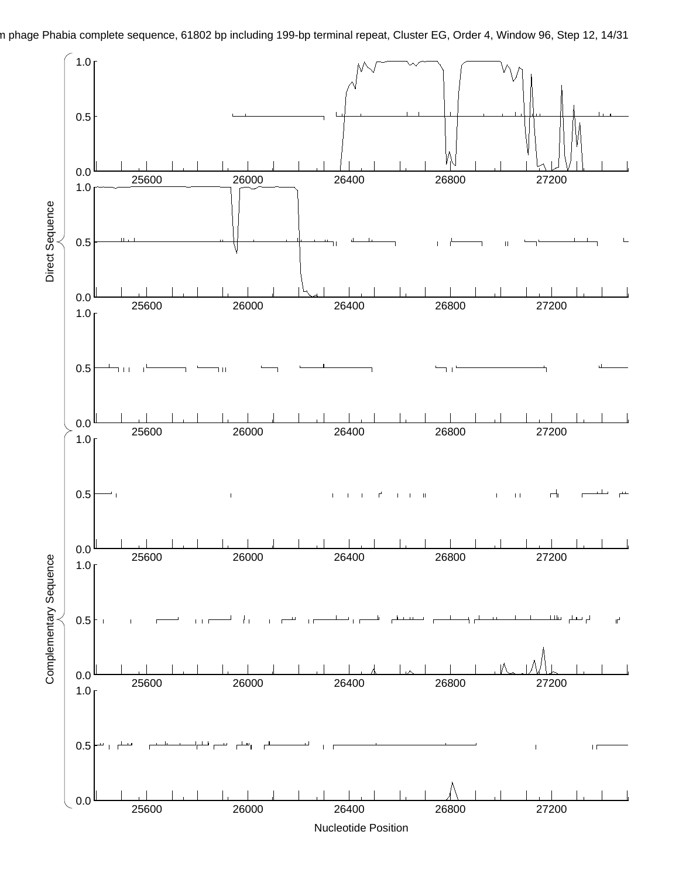m phage Phabia complete sequence, 61802 bp including 199-bp terminal repeat, Cluster EG, Order 4, Window 96, Step 12, 14/31

Direct Sequence

Complementary Sequence

Nucleotide Position

25600 26000 26400 26800 27200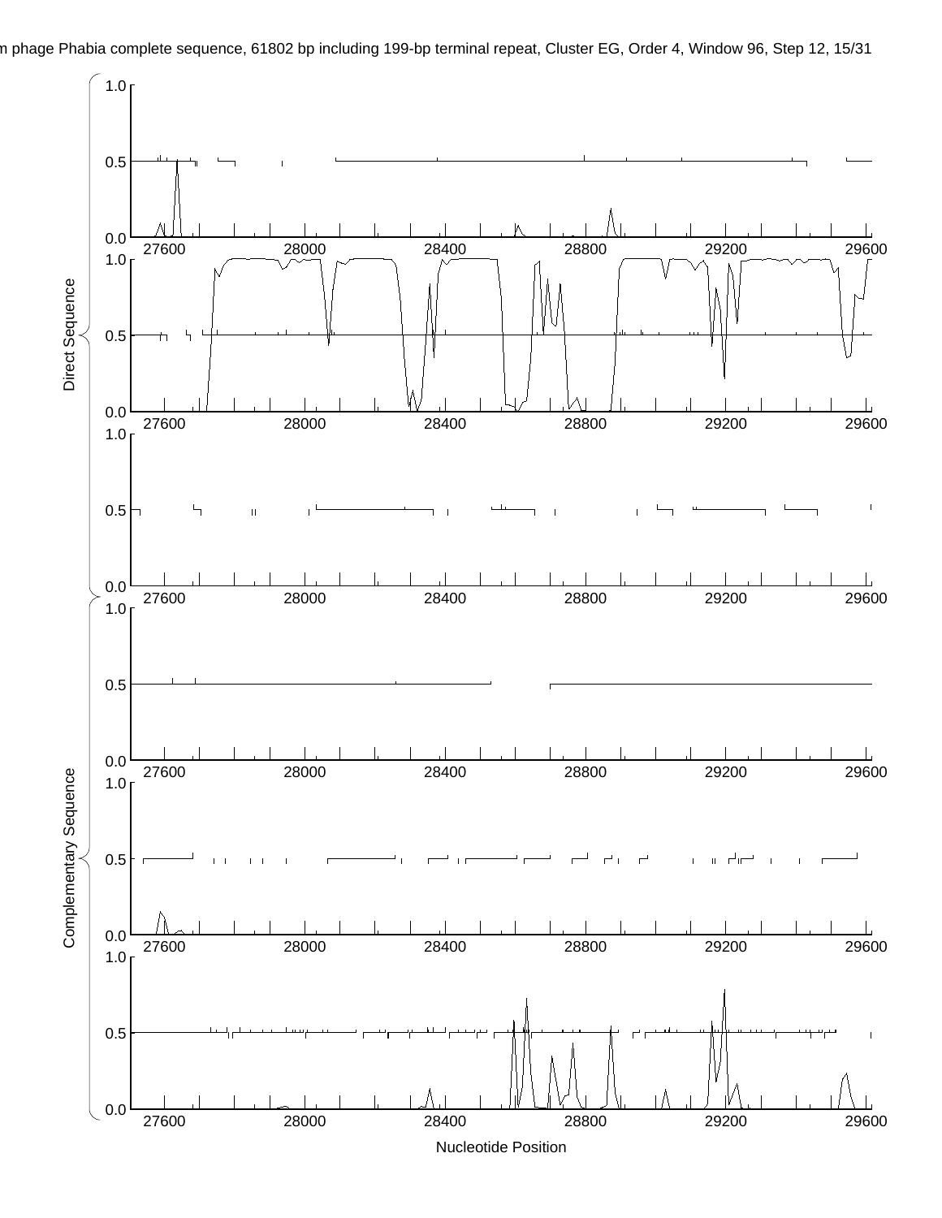m phage Phabia complete sequence, 61802 bp including 199-bp terminal repeat, Cluster EG, Order 4, Window 96, Step 12, 15/31

Direct Sequence

Complementary Sequence

Nucleotide Position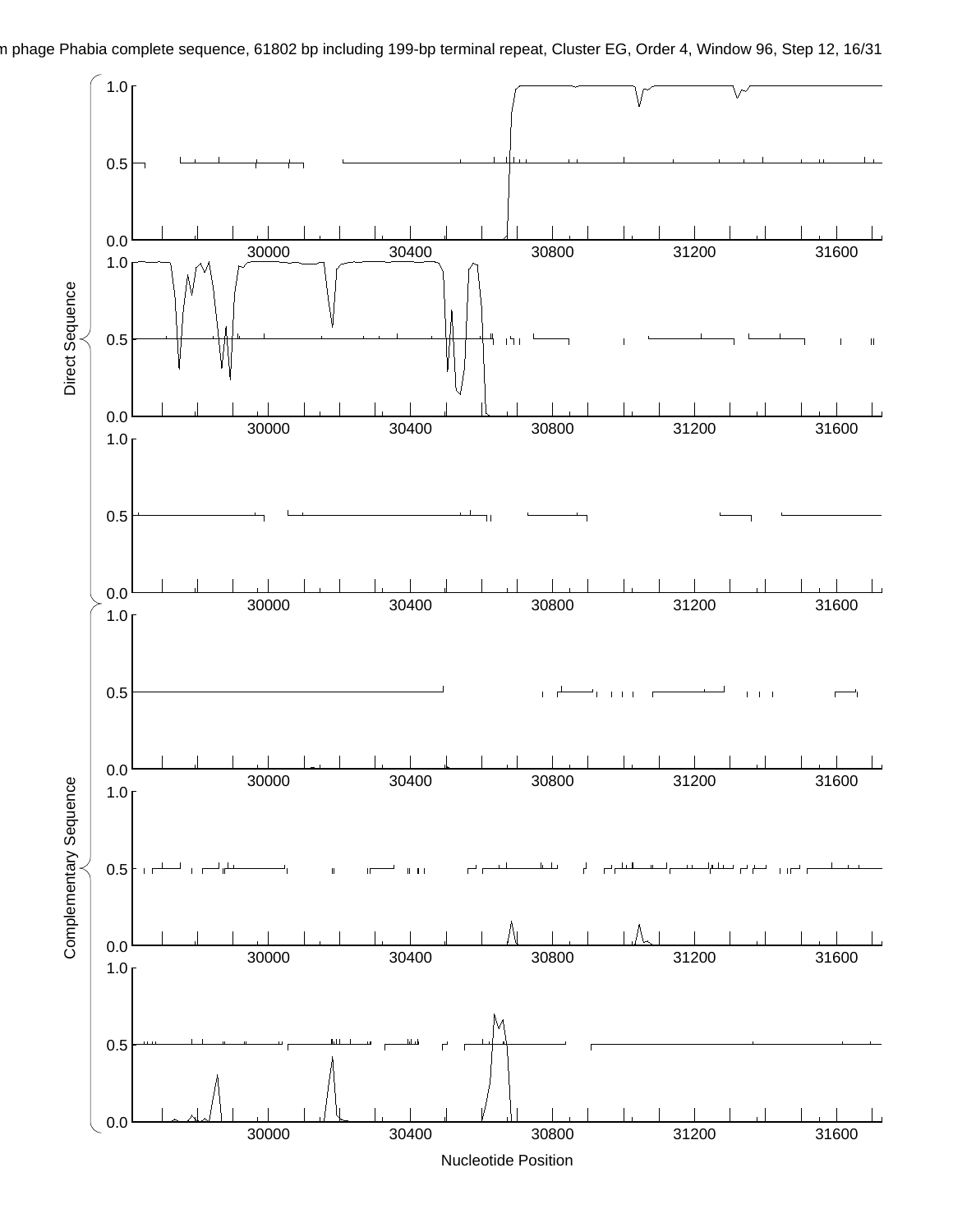m phage Phabia complete sequence, 61802 bp including 199-bp terminal repeat, Cluster EG, Order 4, Window 96, Step 12, 16/31

Direct Sequence

Complementary Sequence

Nucleotide Position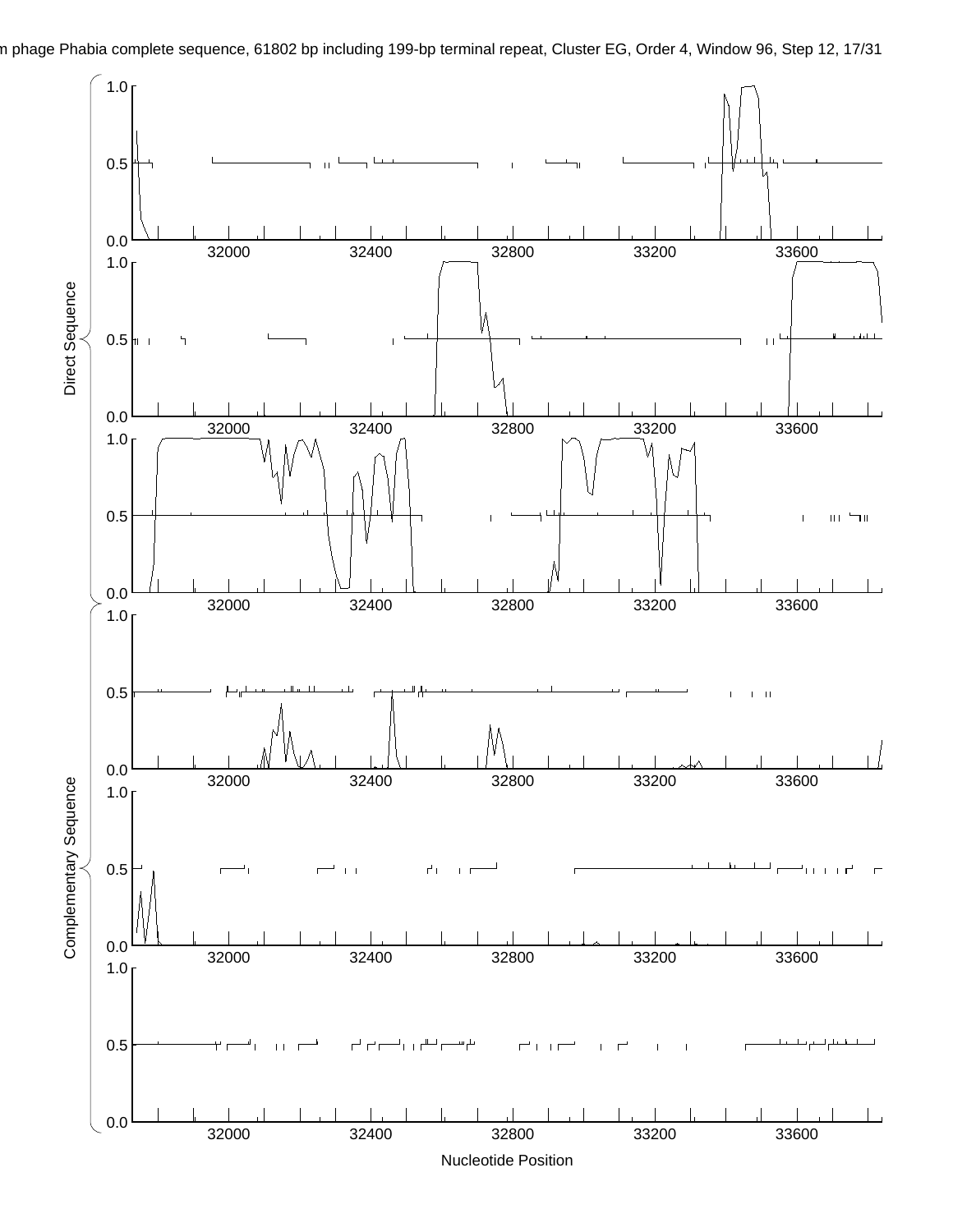m phage Phabia complete sequence, 61802 bp including 199-bp terminal repeat, Cluster EG, Order 4, Window 96, Step 12, 17/31

Direct Sequence

Complementary Sequence

Nucleotide Position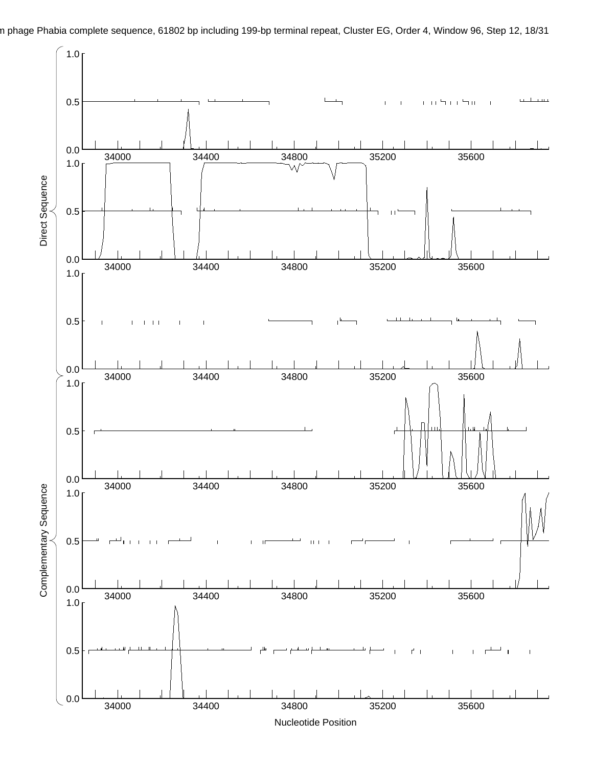m phage Phabia complete sequence, 61802 bp including 199-bp terminal repeat, Cluster EG, Order 4, Window 96, Step 12, 18/31

Direct Sequence

Complementary Sequence

1.0
0.5
0.0

34000 34400 34800 35200 35600

Nucleotide Position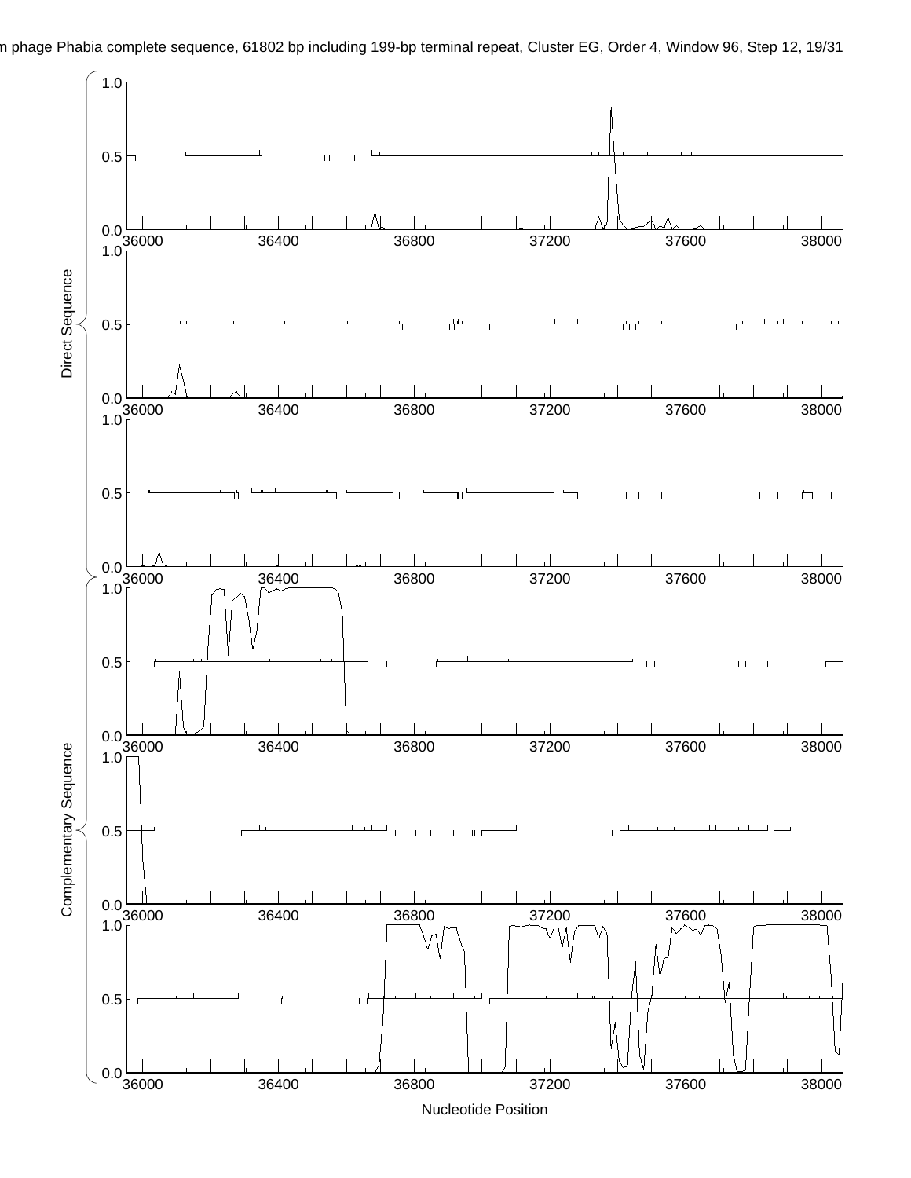m phage Phabia complete sequence, 61802 bp including 199-bp terminal repeat, Cluster EG, Order 4, Window 96, Step 12, 19/31

Direct Sequence

Complementary Sequence

Nucleotide Position

36000 36400 36800 37200 37600 38000

0.0 0.5 1.0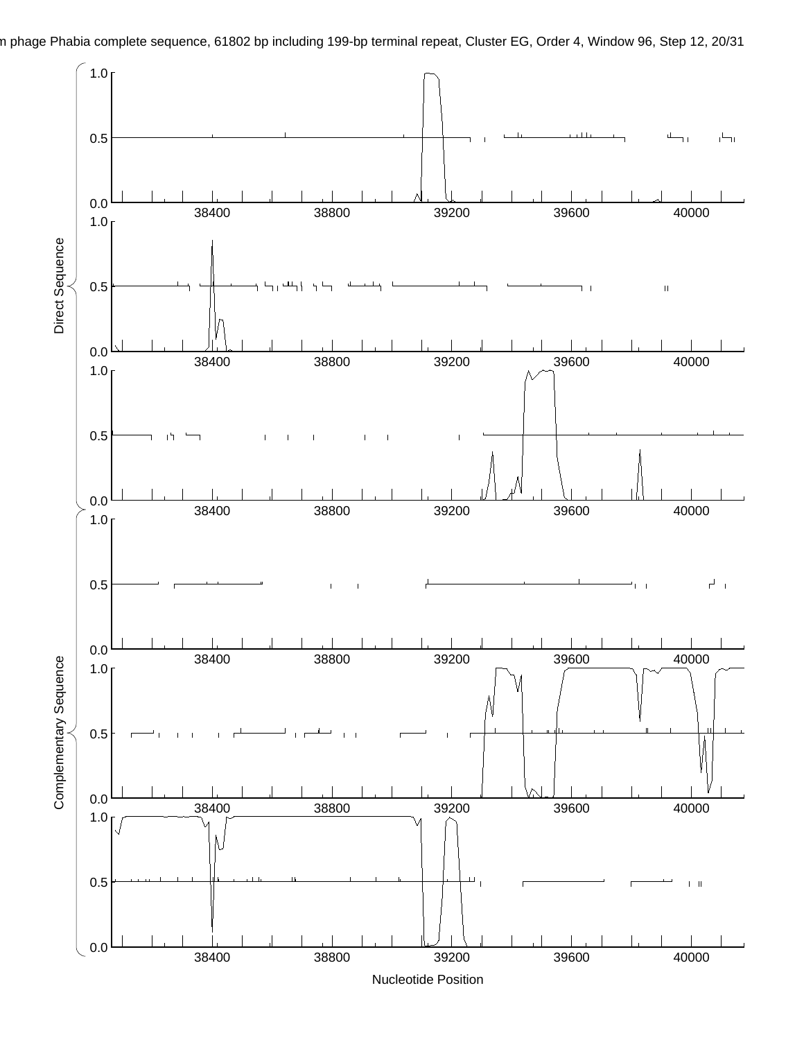m phage Phabia complete sequence, 61802 bp including 199-bp terminal repeat, Cluster EG, Order 4, Window 96, Step 12, 20/31

Direct Sequence

Complementary Sequence

Nucleotide Position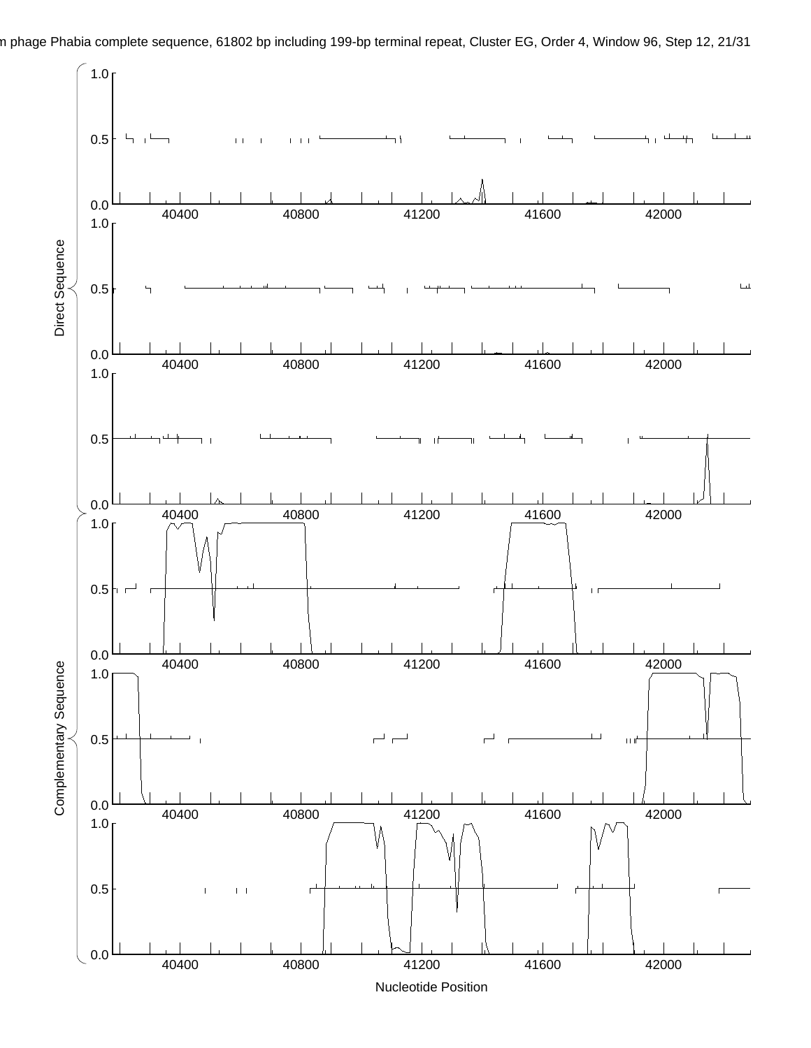m phage Phabia complete sequence, 61802 bp including 199-bp terminal repeat, Cluster EG, Order 4, Window 96, Step 12, 21/31

Direct Sequence

Complementary Sequence

Nucleotide Position

40400 40800 41200 41600 42000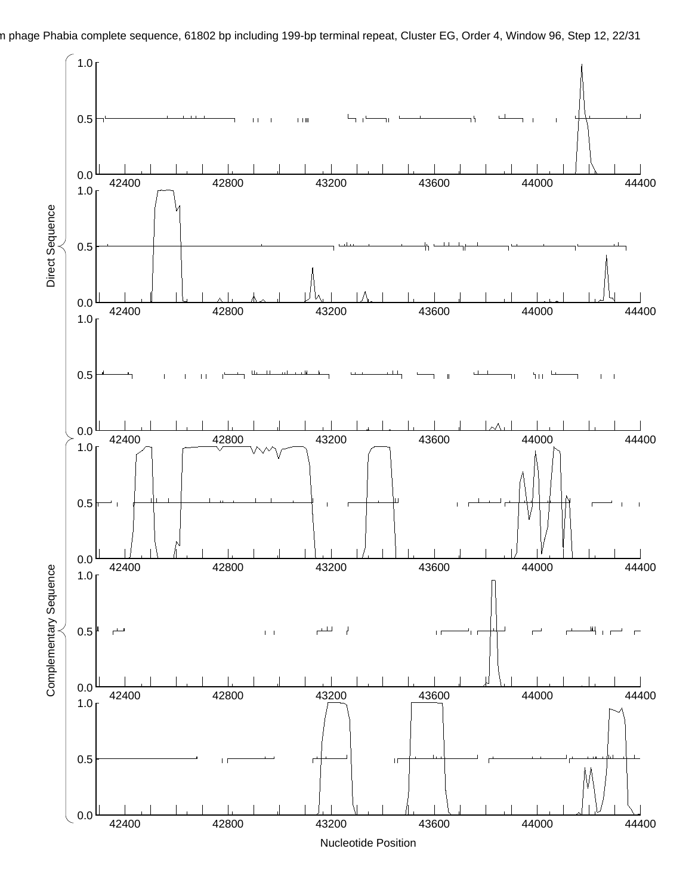m phage Phabia complete sequence, 61802 bp including 199-bp terminal repeat, Cluster EG, Order 4, Window 96, Step 12, 22/31

Direct Sequence

Complementary Sequence

Nucleotide Position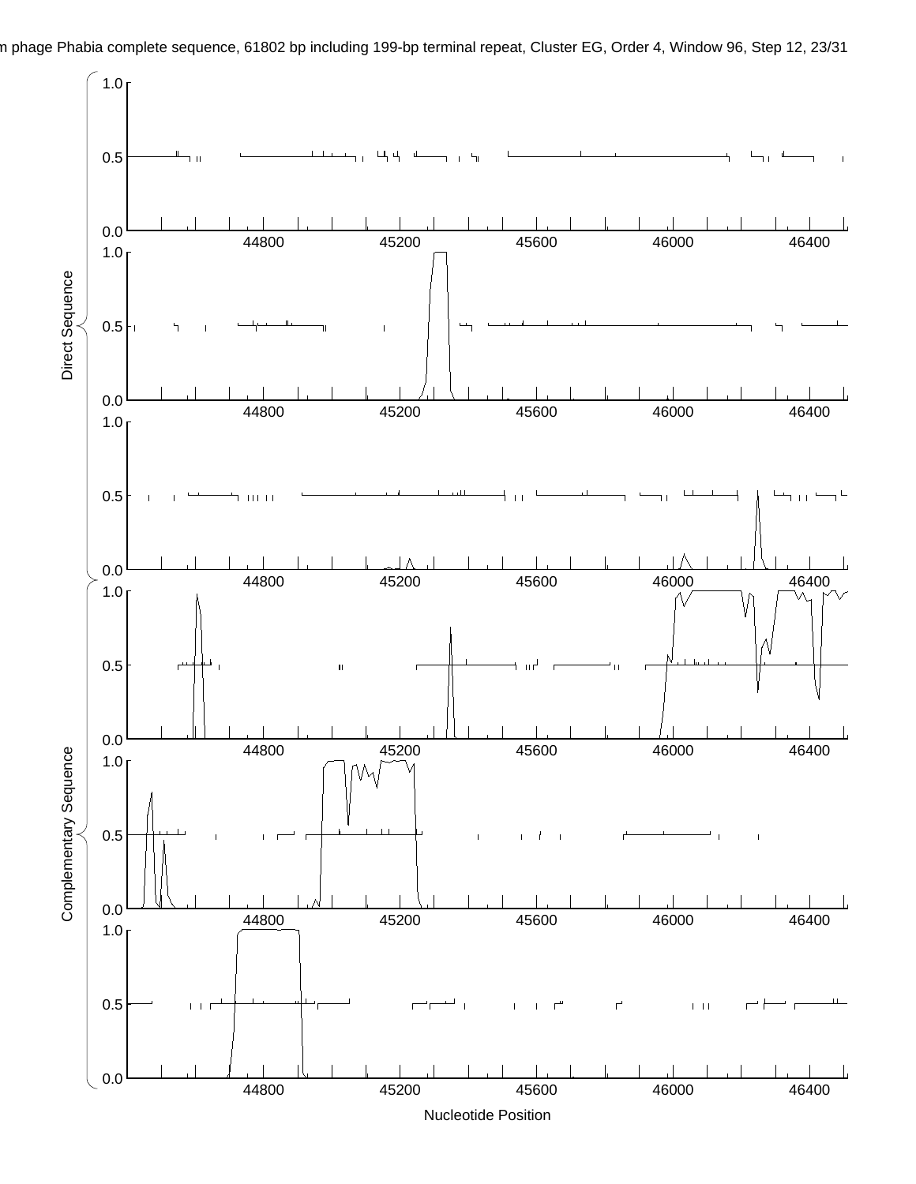m phage Phabia complete sequence, 61802 bp including 199-bp terminal repeat, Cluster EG, Order 4, Window 96, Step 12, 23/31

Direct Sequence

Complementary Sequence

1.0
0.5
0.0

44800 45200 45600 46000 46400

Nucleotide Position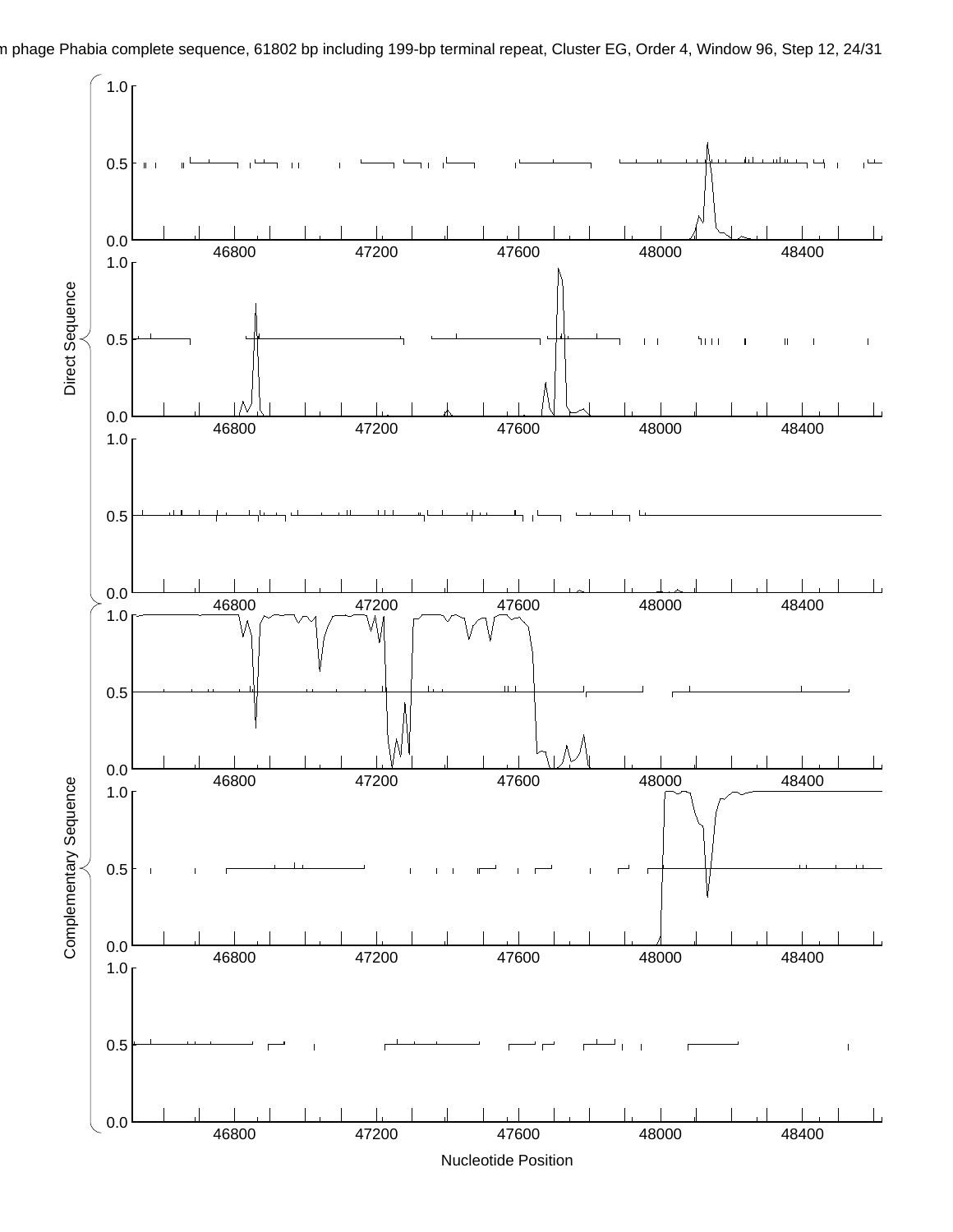m phage Phabia complete sequence, 61802 bp including 199-bp terminal repeat, Cluster EG, Order 4, Window 96, Step 12, 24/31

Direct Sequence

Complementary Sequence

Nucleotide Position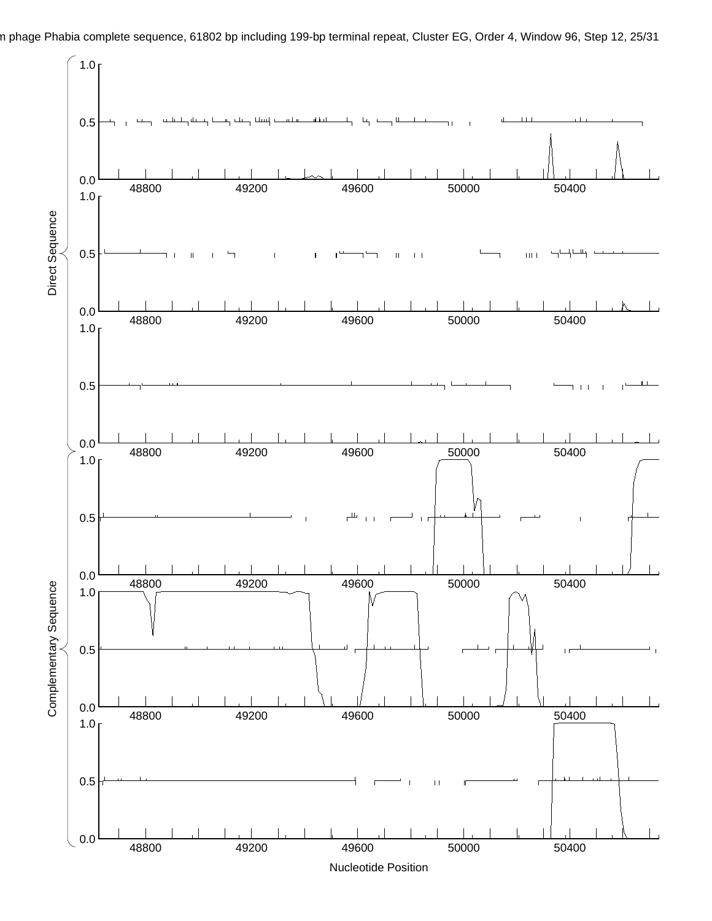m phage Phabia complete sequence, 61802 bp including 199-bp terminal repeat, Cluster EG, Order 4, Window 96, Step 12, 25/31

Direct Sequence

Complementary Sequence

1.0
0.5
0.0

48800 49200 49600 50000 50400

Nucleotide Position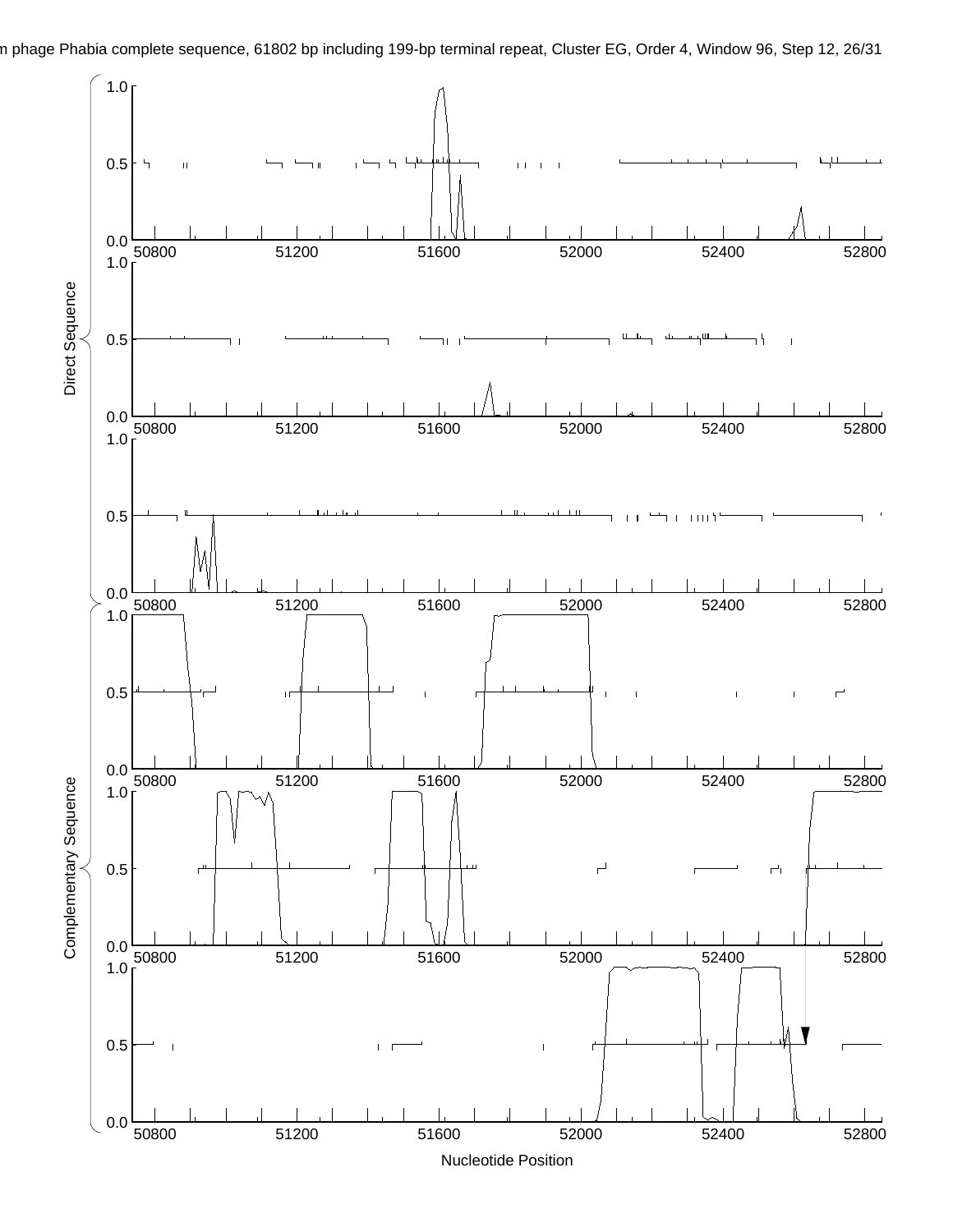m phage Phabia complete sequence, 61802 bp including 199-bp terminal repeat, Cluster EG, Order 4, Window 96, Step 12, 26/31

Direct Sequence

Complementary Sequence

Nucleotide Position

50800 51200 51600 52000 52400 52800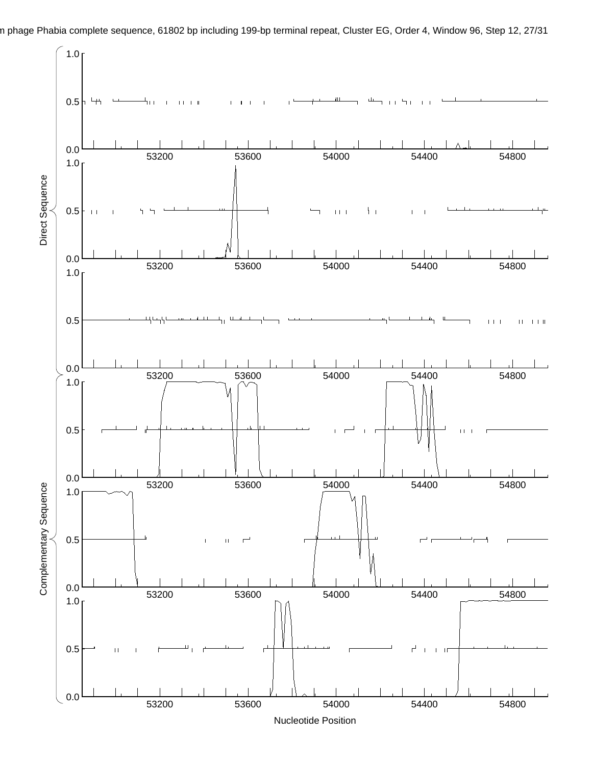m phage Phabia complete sequence, 61802 bp including 199-bp terminal repeat, Cluster EG, Order 4, Window 96, Step 12, 27/31

Direct Sequence

Complementary Sequence

Nucleotide Position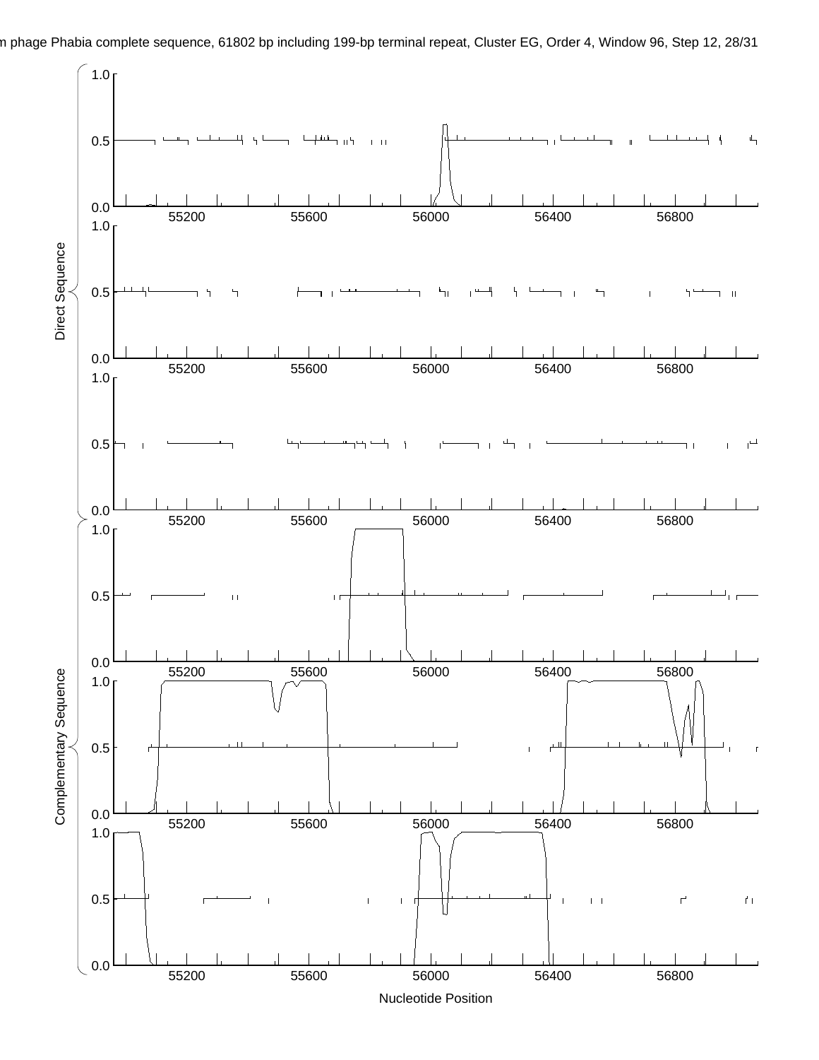m phage Phabia complete sequence, 61802 bp including 199-bp terminal repeat, Cluster EG, Order 4, Window 96, Step 12

Direct Sequence

Complementary Sequence

Nucleotide Position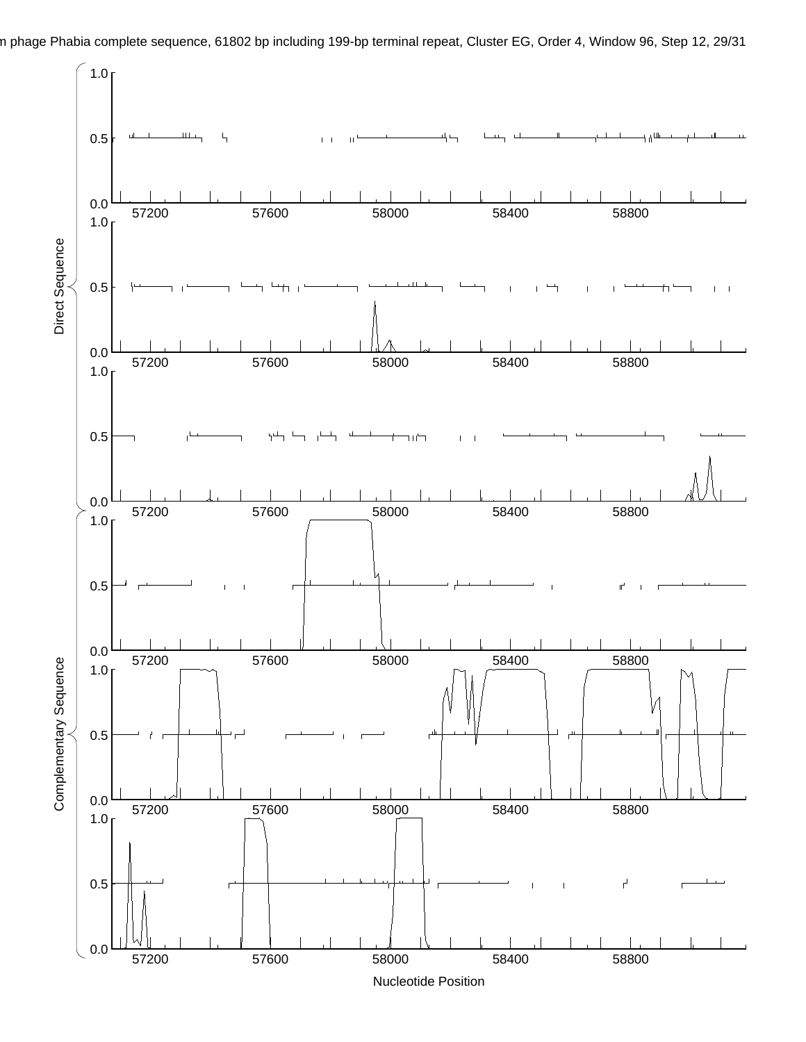m phage Phabia complete sequence, 61802 bp including 199-bp terminal repeat, Cluster EG, Order 4, Window 96, Step 12, 29/31

Direct Sequence

Complementary Sequence

1.0

0.5

0.0

57200 57600 58000 58400 58800

Nucleotide Position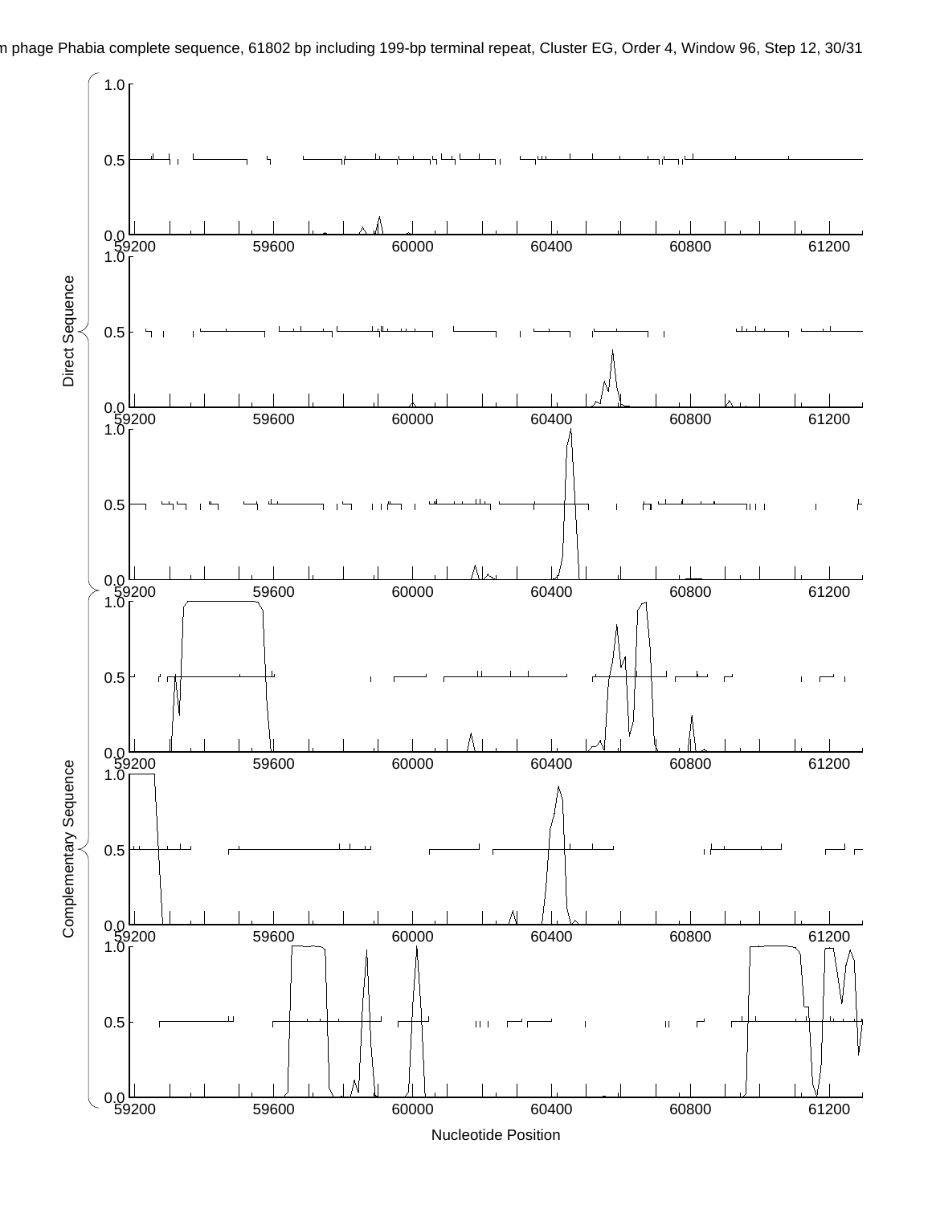m phage Phabia complete sequence, 61802 bp including 199-bp terminal repeat, Cluster EG, Order 4, Window 96, Step 12, 30/31

Direct Sequence

Complementary Sequence

Nucleotide Position

59200 59600 60000 60400 60800 61200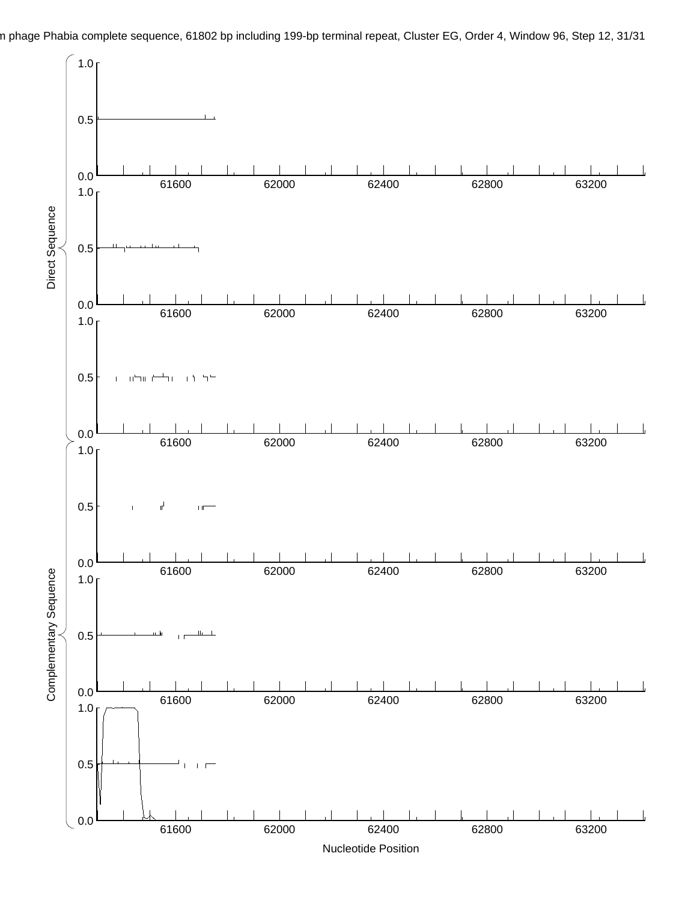m phage Phabia complete sequence, 61802 bp including 199-bp terminal repeat, Cluster EG, Order 4, Window 96, Step 12, 31/31

Direct Sequence

Complementary Sequence

1.0
0.5
0.0

61600
62000
62400
62800
63200

Nucleotide Position